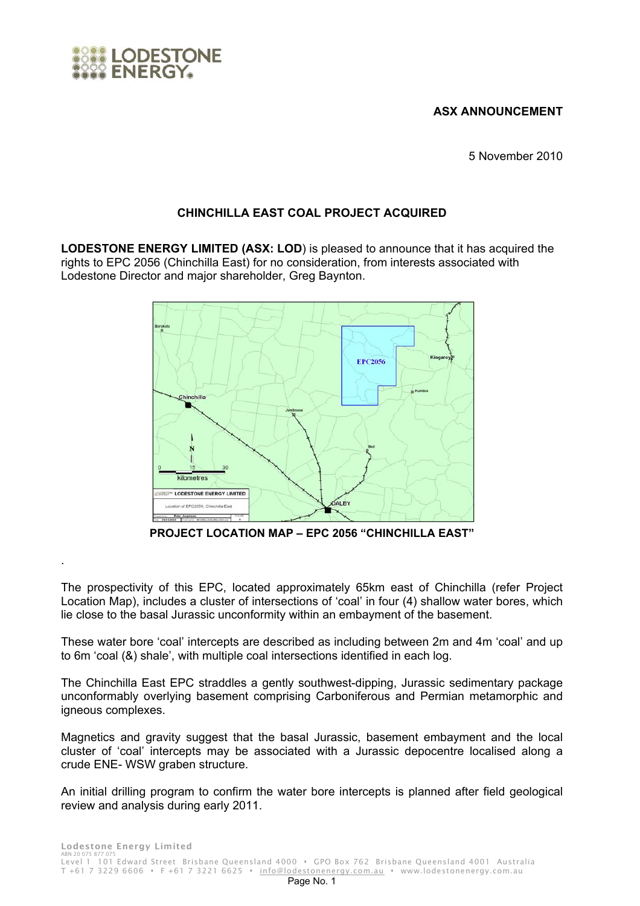**ASX ANNOUNCEMENT**

5 November 2010

## CHINCHILLA EAST COAL PROJECT ACQUIRED

**LODESTONE ENERGY LIMITED (ASX: LOD**) is pleased to announce that it has acquired the rights to EPC 2056 (Chinchilla East) for no consideration, from interests associated with Lodestone Director and major shareholder, Greg Baynton.

**PROJECT LOCATION MAP – EPC 2056 "CHINCHILLA EAST"**

.

The prospectivity of this EPC, located approximately 65km east of Chinchilla (refer Project Location Map), includes a cluster of intersections of 'coal' in four (4) shallow water bores, which lie close to the basal Jurassic unconformity within an embayment of the basement.

These water bore 'coal' intercepts are described as including between 2m and 4m 'coal' and up to 6m 'coal (&) shale', with multiple coal intersections identified in each log.

The Chinchilla East EPC straddles a gently southwest-dipping, Jurassic sedimentary package unconformably overlying basement comprising Carboniferous and Permian metamorphic and igneous complexes.

Magnetics and gravity suggest that the basal Jurassic, basement embayment and the local cluster of 'coal' intercepts may be associated with a Jurassic depocentre localised along a crude ENE- WSW graben structure.

An initial drilling program to confirm the water bore intercepts is planned after field geological review and analysis during early 2011.

**Lodestone Energy Limited**
ABN 20 075 877 075
Level 1 101 Edward Street Brisbane Queensland 4000 • GPO Box 762 Brisbane Queensland 4001 Australia
T +61 7 3229 6606 • F +61 7 3221 6625 • info@lodestonenergy.com.au • www.lodestonenergy.com.au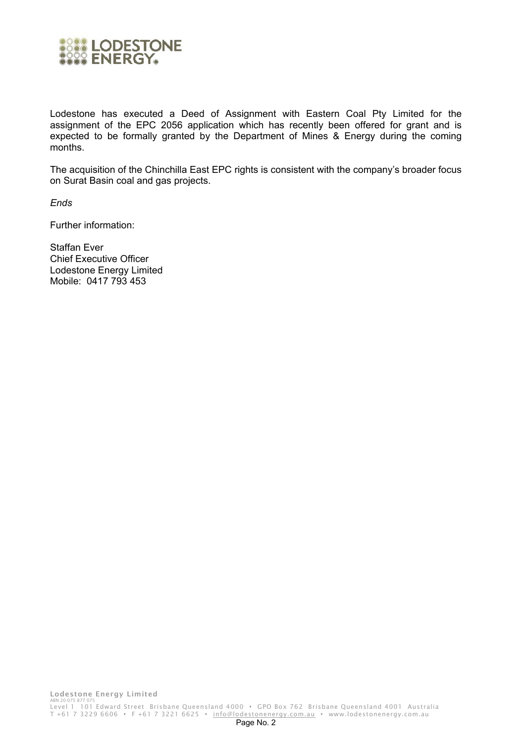Lodestone has executed a Deed of Assignment with Eastern Coal Pty Limited for the assignment of the EPC 2056 application which has recently been offered for grant and is expected to be formally granted by the Department of Mines & Energy during the coming months.

The acquisition of the Chinchilla East EPC rights is consistent with the company's broader focus on Surat Basin coal and gas projects.

*Ends*

Further information:

Staffan Ever  
Chief Executive Officer  
Lodestone Energy Limited  
Mobile: 0417 793 453

**Lodestone Energy Limited**  
ABN 20 075 877 075  
Level 1 101 Edward Street Brisbane Queensland 4000 • GPO Box 762 Brisbane Queensland 4001 Australia  
T +61 7 3229 6606 • F +61 7 3221 6625 • info@lodestonenergy.com.au • www.lodestonenergy.com.au